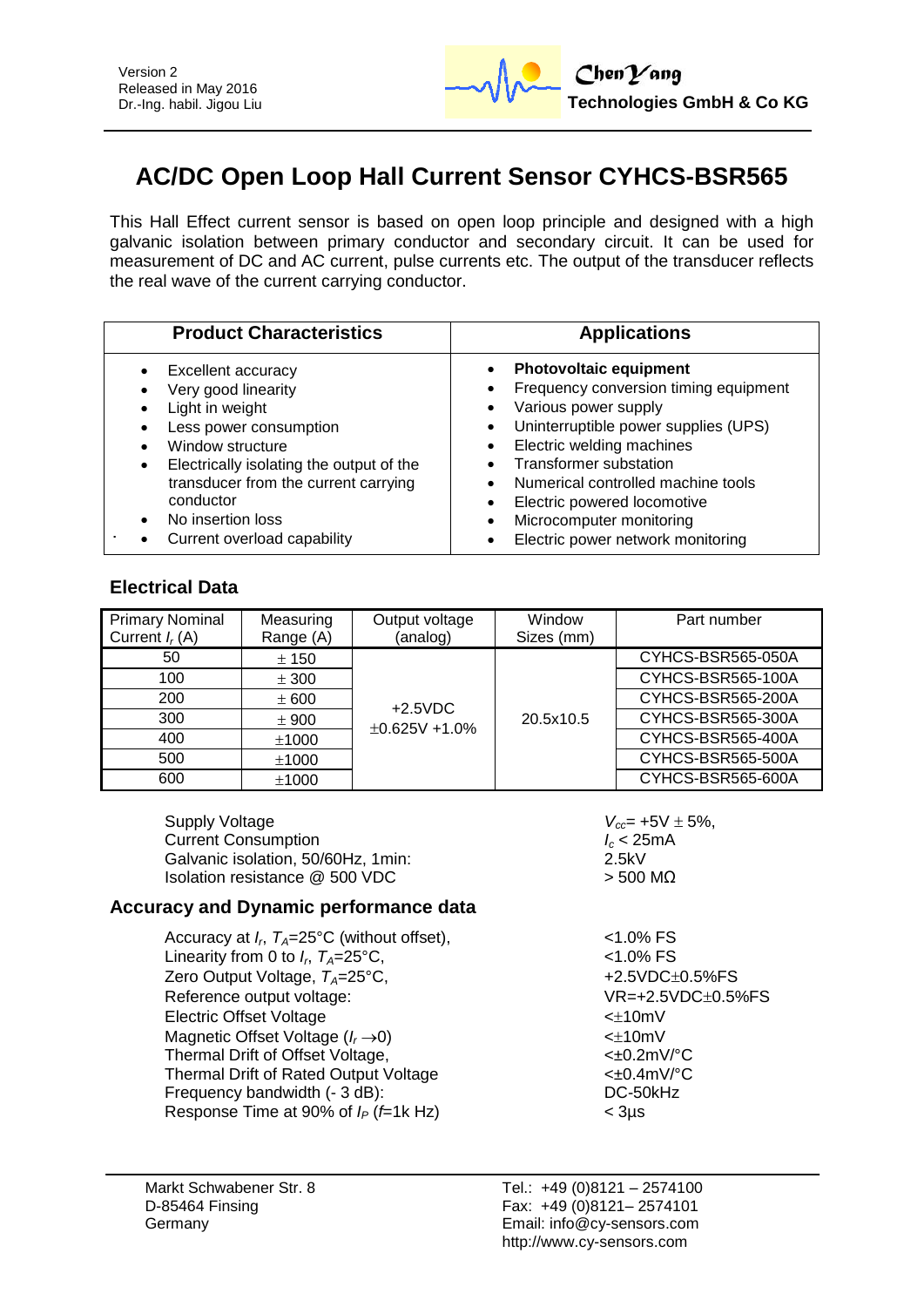Version 2
Released in May 2016
Dr.-Ing. habil. Jigou Liu

**ChenYang Technologies GmbH & Co KG**

# AC/DC Open Loop Hall Current Sensor CYHCS-BSR565

This Hall Effect current sensor is based on open loop principle and designed with a high galvanic isolation between primary conductor and secondary circuit. It can be used for measurement of DC and AC current, pulse currents etc. The output of the transducer reflects the real wave of the current carrying conductor.

| Product Characteristics | Applications |
|---|---|
| • Excellent accuracy<br>• Very good linearity<br>• Light in weight<br>• Less power consumption<br>• Window structure<br>• Electrically isolating the output of the transducer from the current carrying conductor<br>• No insertion loss<br>• Current overload capability | • **Photovoltaic equipment**<br>• Frequency conversion timing equipment<br>• Various power supply<br>• Uninterruptible power supplies (UPS)<br>• Electric welding machines<br>• Transformer substation<br>• Numerical controlled machine tools<br>• Electric powered locomotive<br>• Microcomputer monitoring<br>• Electric power network monitoring |

## Electrical Data

| Primary Nominal Current $I_r$ (A) | Measuring Range (A) | Output voltage (analog) | Window Sizes (mm) | Part number |
|---|---|---|---|---|
| 50 | ± 150 | +2.5VDC ±0.625V +1.0% | 20.5x10.5 | CYHCS-BSR565-050A |
| 100 | ± 300 | | | CYHCS-BSR565-100A |
| 200 | ± 600 | | | CYHCS-BSR565-200A |
| 300 | ± 900 | | | CYHCS-BSR565-300A |
| 400 | ±1000 | | | CYHCS-BSR565-400A |
| 500 | ±1000 | | | CYHCS-BSR565-500A |
| 600 | ±1000 | | | CYHCS-BSR565-600A |

| | |
|---|---|
| Supply Voltage | $V_{cc}$= +5V ± 5%, |
| Current Consumption | $I_c$ < 25mA |
| Galvanic isolation, 50/60Hz, 1min: | 2.5kV |
| Isolation resistance @ 500 VDC | > 500 MΩ |

## Accuracy and Dynamic performance data

| | |
|---|---|
| Accuracy at $I_r$, $T_A$=25°C (without offset), | <1.0% FS |
| Linearity from 0 to $I_r$, $T_A$=25°C, | <1.0% FS |
| Zero Output Voltage, $T_A$=25°C, | +2.5VDC±0.5%FS |
| Reference output voltage: | VR=+2.5VDC±0.5%FS |
| Electric Offset Voltage | <±10mV |
| Magnetic Offset Voltage ($I_r \rightarrow 0$) | <±10mV |
| Thermal Drift of Offset Voltage, | <±0.2mV/°C |
| Thermal Drift of Rated Output Voltage | <±0.4mV/°C |
| Frequency bandwidth (- 3 dB): | DC-50kHz |
| Response Time at 90% of $I_P$ ($f$=1k Hz) | < 3µs |

Markt Schwabener Str. 8
D-85464 Finsing
Germany

Tel.: +49 (0)8121 – 2574100
Fax: +49 (0)8121– 2574101
Email: info@cy-sensors.com
http://www.cy-sensors.com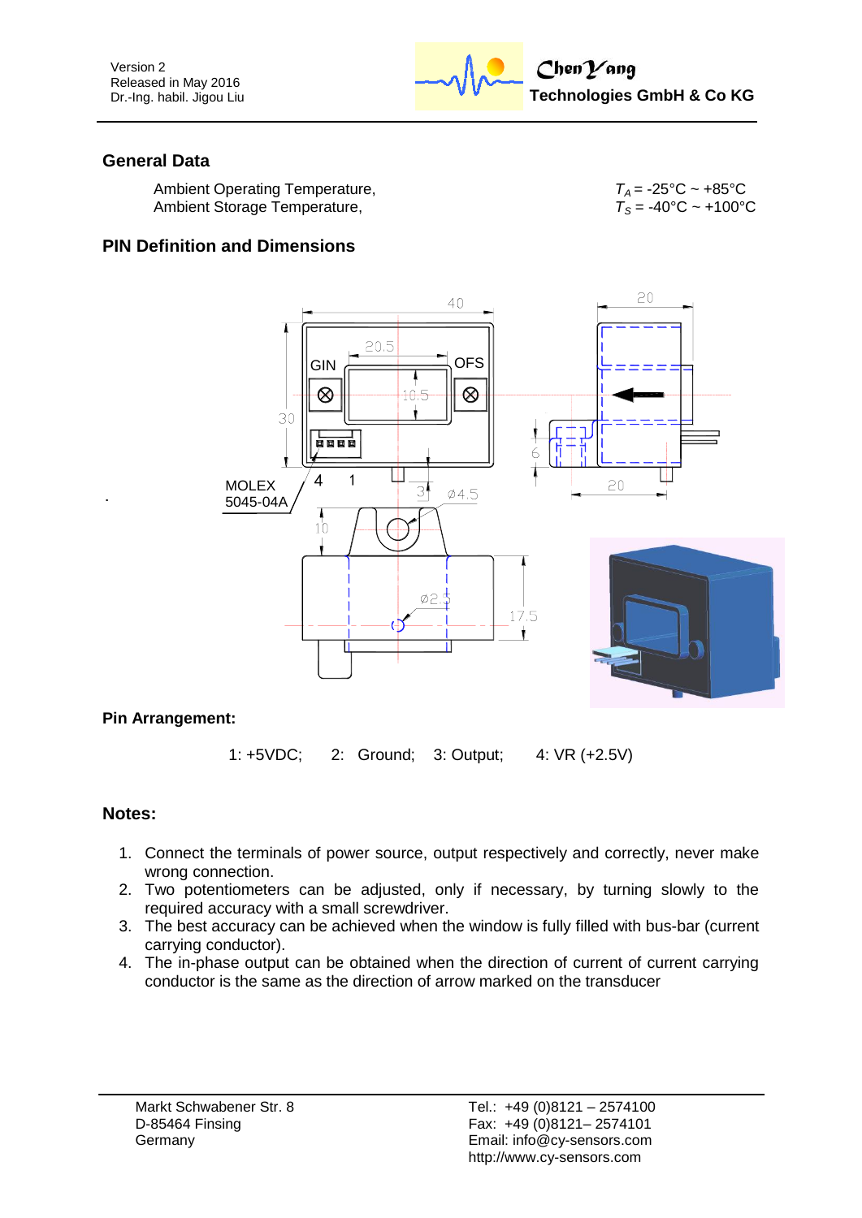## General Data

Ambient Operating Temperature, $T_A$ = -25°C ~ +85°C
Ambient Storage Temperature, $T_S$ = -40°C ~ +100°C

## PIN Definition and Dimensions

40
20.5
GIN
OFS
10.5
30
MOLEX 5045-04A
4 1
3
Ø4.5
10
Ø2.5
17.5
20
6
20

**Pin Arrangement:**

1: +5VDC; 2: Ground; 3: Output; 4: VR (+2.5V)

**Notes:**

1. Connect the terminals of power source, output respectively and correctly, never make wrong connection.
2. Two potentiometers can be adjusted, only if necessary, by turning slowly to the required accuracy with a small screwdriver.
3. The best accuracy can be achieved when the window is fully filled with bus-bar (current carrying conductor).
4. The in-phase output can be obtained when the direction of current of current carrying conductor is the same as the direction of arrow marked on the transducer